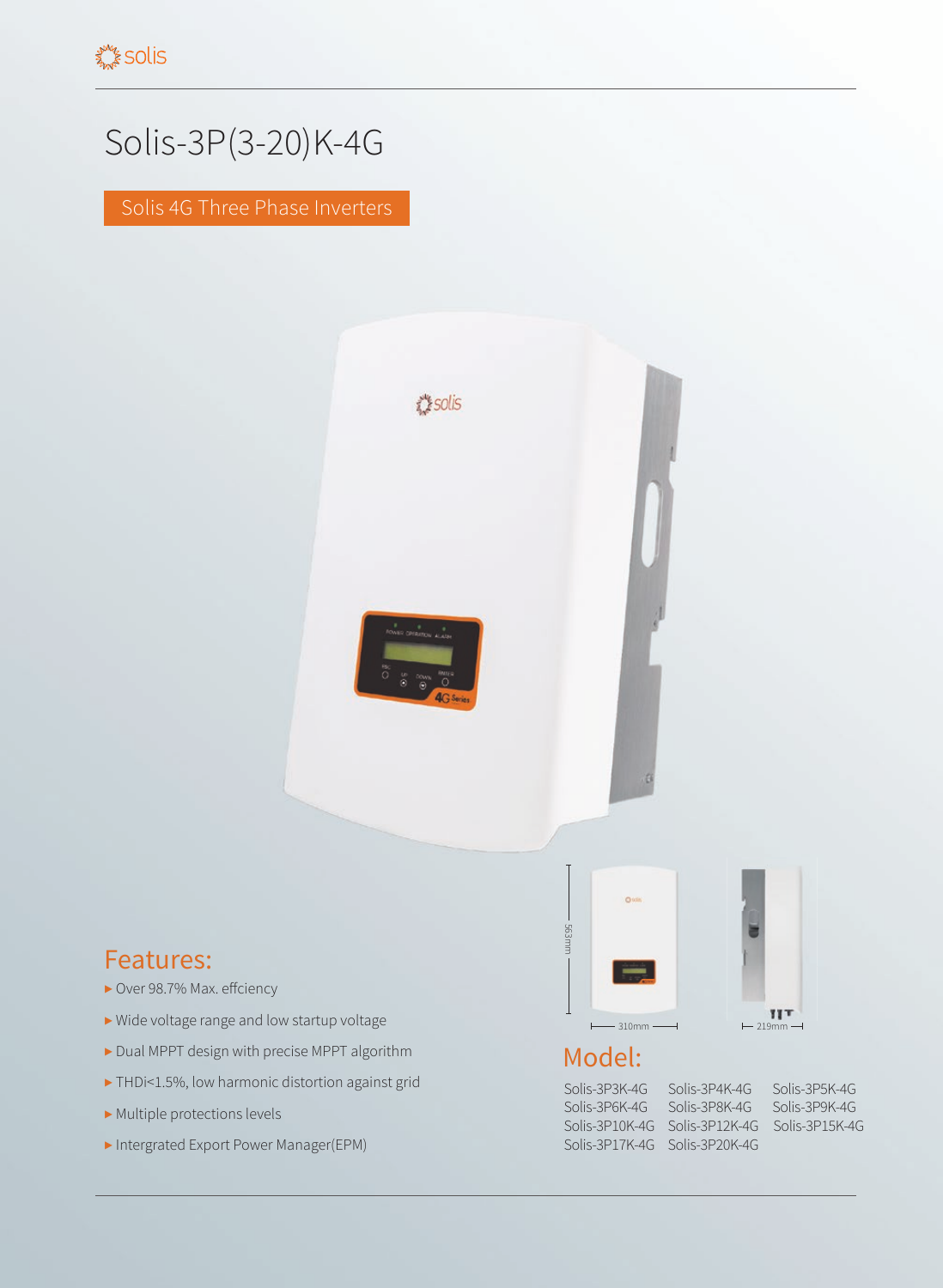# Solis-3P(3-20)K-4G

Solis 4G Three Phase Inverters

## Features:

- Over 98.7% Max. effciency
- Wide voltage range and low startup voltage
- Dual MPPT design with precise MPPT algorithm
- THDi<1.5%, low harmonic distortion against grid
- Multiple protections levels
- Intergrated Export Power Manager(EPM)

563mm

310mm

219mm

## Model:

| | | |
|---|---|---|
| Solis-3P3K-4G | Solis-3P4K-4G | Solis-3P5K-4G |
| Solis-3P6K-4G | Solis-3P8K-4G | Solis-3P9K-4G |
| Solis-3P10K-4G | Solis-3P12K-4G | Solis-3P15K-4G |
| Solis-3P17K-4G | Solis-3P20K-4G | |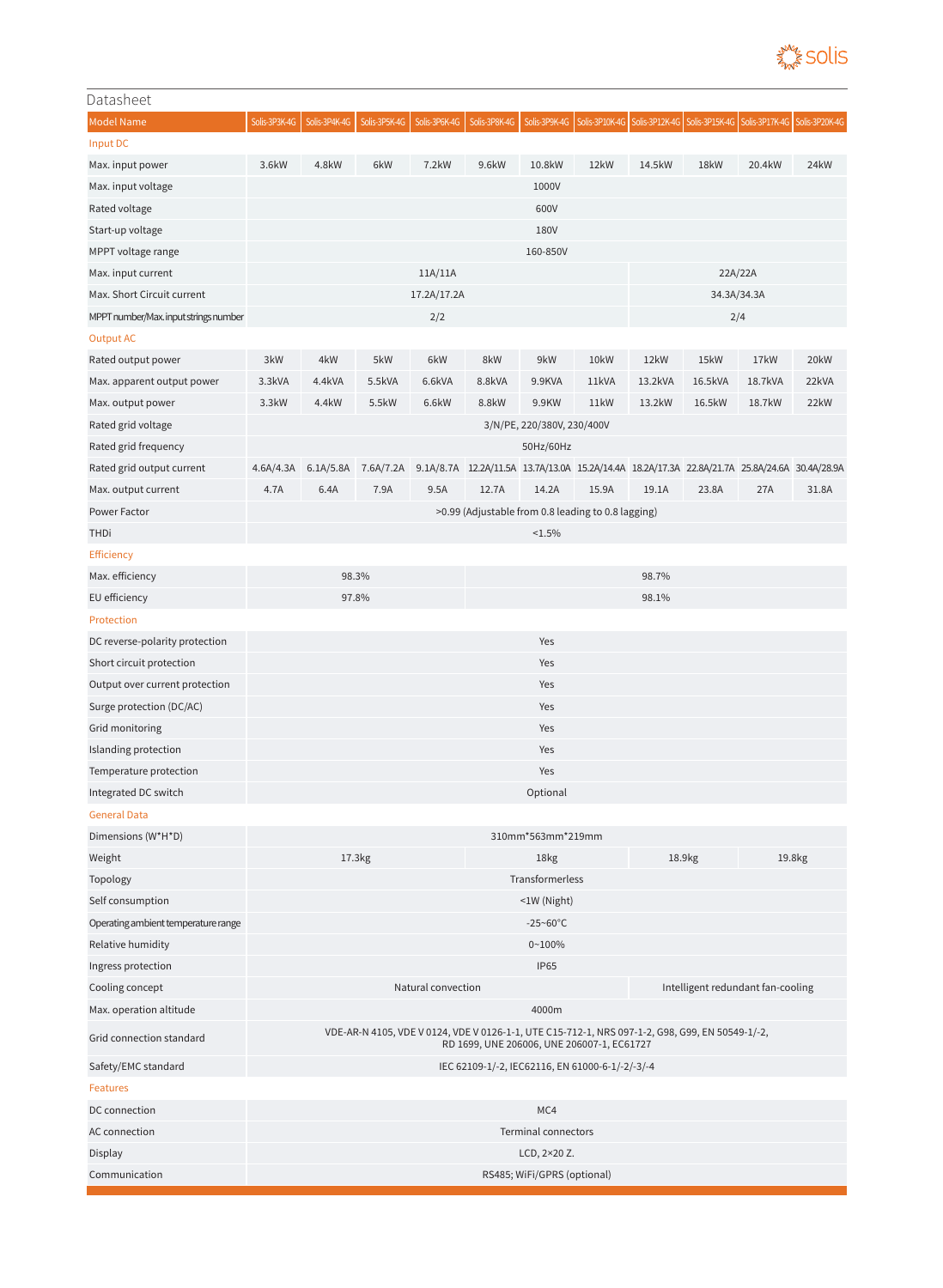Datasheet

| Model Name | Solis-3P3K-4G | Solis-3P4K-4G | Solis-3P5K-4G | Solis-3P6K-4G | Solis-3P8K-4G | Solis-3P9K-4G | Solis-3P10K-4G | Solis-3P12K-4G | Solis-3P15K-4G | Solis-3P17K-4G | Solis-3P20K-4G |
|---|---|---|---|---|---|---|---|---|---|---|---|
| **Input DC** | | | | | | | | | | | |
| Max. input power | 3.6kW | 4.8kW | 6kW | 7.2kW | 9.6kW | 10.8kW | 12kW | 14.5kW | 18kW | 20.4kW | 24kW |
| Max. input voltage | 1000V | | | | | | | | | | |
| Rated voltage | 600V | | | | | | | | | | |
| Start-up voltage | 180V | | | | | | | | | | |
| MPPT voltage range | 160-850V | | | | | | | | | | |
| Max. input current | 11A/11A | | | | | | | 22A/22A | | | |
| Max. Short Circuit current | 17.2A/17.2A | | | | | | | 34.3A/34.3A | | | |
| MPPT number/Max. input strings number | 2/2 | | | | | | | 2/4 | | | |
| **Output AC** | | | | | | | | | | | |
| Rated output power | 3kW | 4kW | 5kW | 6kW | 8kW | 9kW | 10kW | 12kW | 15kW | 17kW | 20kW |
| Max. apparent output power | 3.3kVA | 4.4kVA | 5.5kVA | 6.6kVA | 8.8kVA | 9.9KVA | 11kVA | 13.2kVA | 16.5kVA | 18.7kVA | 22kVA |
| Max. output power | 3.3kW | 4.4kW | 5.5kW | 6.6kW | 8.8kW | 9.9KW | 11kW | 13.2kW | 16.5kW | 18.7kW | 22kW |
| Rated grid voltage | 3/N/PE, 220/380V, 230/400V | | | | | | | | | | |
| Rated grid frequency | 50Hz/60Hz | | | | | | | | | | |
| Rated grid output current | 4.6A/4.3A | 6.1A/5.8A | 7.6A/7.2A | 9.1A/8.7A | 12.2A/11.5A | 13.7A/13.0A | 15.2A/14.4A | 18.2A/17.3A | 22.8A/21.7A | 25.8A/24.6A | 30.4A/28.9A |
| Max. output current | 4.7A | 6.4A | 7.9A | 9.5A | 12.7A | 14.2A | 15.9A | 19.1A | 23.8A | 27A | 31.8A |
| Power Factor | >0.99 (Adjustable from 0.8 leading to 0.8 lagging) | | | | | | | | | | |
| THDi | <1.5% | | | | | | | | | | |
| **Efficiency** | | | | | | | | | | | |
| Max. efficiency | 98.3% | | | | 98.7% | | | | | | |
| EU efficiency | 97.8% | | | | 98.1% | | | | | | |
| **Protection** | | | | | | | | | | | |
| DC reverse-polarity protection | Yes | | | | | | | | | | |
| Short circuit protection | Yes | | | | | | | | | | |
| Output over current protection | Yes | | | | | | | | | | |
| Surge protection (DC/AC) | Yes | | | | | | | | | | |
| Grid monitoring | Yes | | | | | | | | | | |
| Islanding protection | Yes | | | | | | | | | | |
| Temperature protection | Yes | | | | | | | | | | |
| Integrated DC switch | Optional | | | | | | | | | | |
| **General Data** | | | | | | | | | | | |
| Dimensions (W*H*D) | 310mm*563mm*219mm | | | | | | | | | | |
| Weight | 17.3kg | | | | 18kg | | | 18.9kg | | 19.8kg | |
| Topology | Transformerless | | | | | | | | | | |
| Self consumption | <1W (Night) | | | | | | | | | | |
| Operating ambient temperature range | -25~60°C | | | | | | | | | | |
| Relative humidity | 0~100% | | | | | | | | | | |
| Ingress protection | IP65 | | | | | | | | | | |
| Cooling concept | Natural convection | | | | | | | Intelligent redundant fan-cooling | | | |
| Max. operation altitude | 4000m | | | | | | | | | | |
| Grid connection standard | VDE-AR-N 4105, VDE V 0124, VDE V 0126-1-1, UTE C15-712-1, NRS 097-1-2, G98, G99, EN 50549-1/-2, RD 1699, UNE 206006, UNE 206007-1, EC61727 | | | | | | | | | | |
| Safety/EMC standard | IEC 62109-1/-2, IEC62116, EN 61000-6-1/-2/-3/-4 | | | | | | | | | | |
| **Features** | | | | | | | | | | | |
| DC connection | MC4 | | | | | | | | | | |
| AC connection | Terminal connectors | | | | | | | | | | |
| Display | LCD, 2×20 Z. | | | | | | | | | | |
| Communication | RS485; WiFi/GPRS (optional) | | | | | | | | | | |